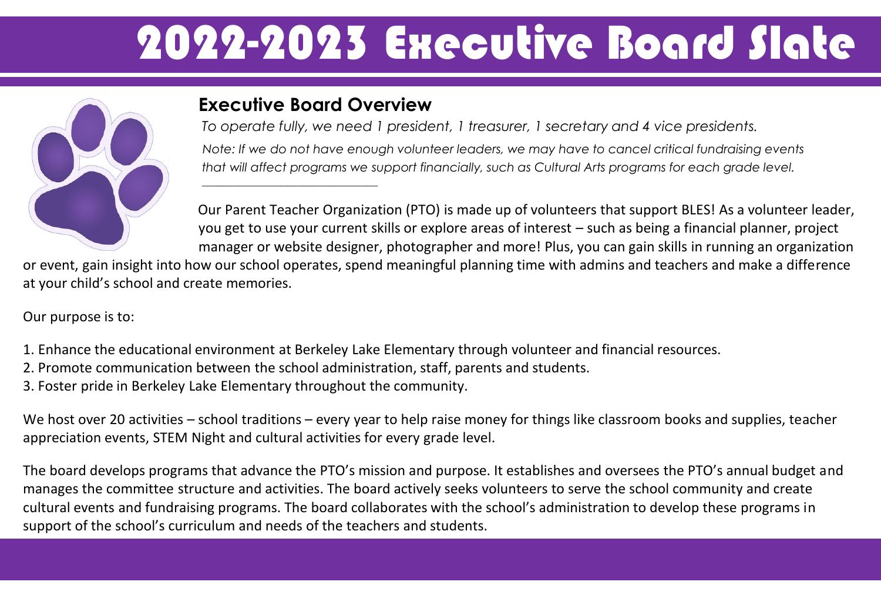# 2022-2023 Executive Board Slate

## Executive Board Overview

*To operate fully, we need 1 president, 1 treasurer, 1 secretary and 4 vice presidents.*

*Note: If we do not have enough volunteer leaders, we may have to cancel critical fundraising events that will affect programs we support financially, such as Cultural Arts programs for each grade level.*

Our Parent Teacher Organization (PTO) is made up of volunteers that support BLES! As a volunteer leader, you get to use your current skills or explore areas of interest – such as being a financial planner, project manager or website designer, photographer and more! Plus, you can gain skills in running an organization or event, gain insight into how our school operates, spend meaningful planning time with admins and teachers and make a difference at your child's school and create memories.

Our purpose is to:

1. Enhance the educational environment at Berkeley Lake Elementary through volunteer and financial resources.
2. Promote communication between the school administration, staff, parents and students.
3. Foster pride in Berkeley Lake Elementary throughout the community.

We host over 20 activities – school traditions – every year to help raise money for things like classroom books and supplies, teacher appreciation events, STEM Night and cultural activities for every grade level.

The board develops programs that advance the PTO's mission and purpose. It establishes and oversees the PTO's annual budget and manages the committee structure and activities. The board actively seeks volunteers to serve the school community and create cultural events and fundraising programs. The board collaborates with the school's administration to develop these programs in support of the school's curriculum and needs of the teachers and students.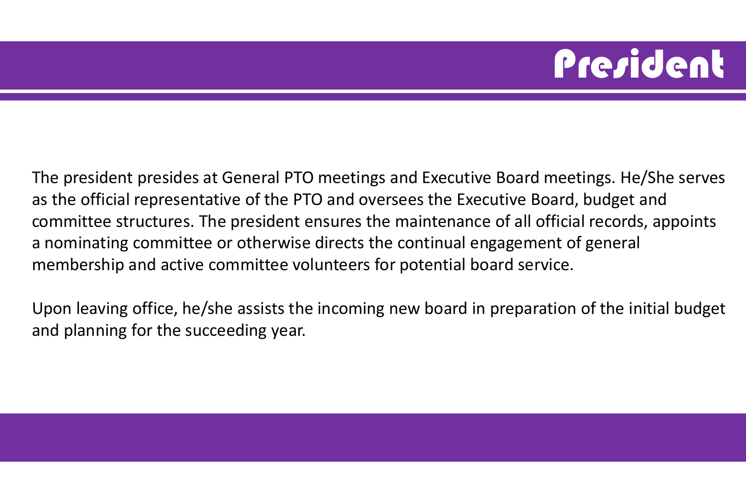# President

The president presides at General PTO meetings and Executive Board meetings. He/She serves as the official representative of the PTO and oversees the Executive Board, budget and committee structures. The president ensures the maintenance of all official records, appoints a nominating committee or otherwise directs the continual engagement of general membership and active committee volunteers for potential board service.

Upon leaving office, he/she assists the incoming new board in preparation of the initial budget and planning for the succeeding year.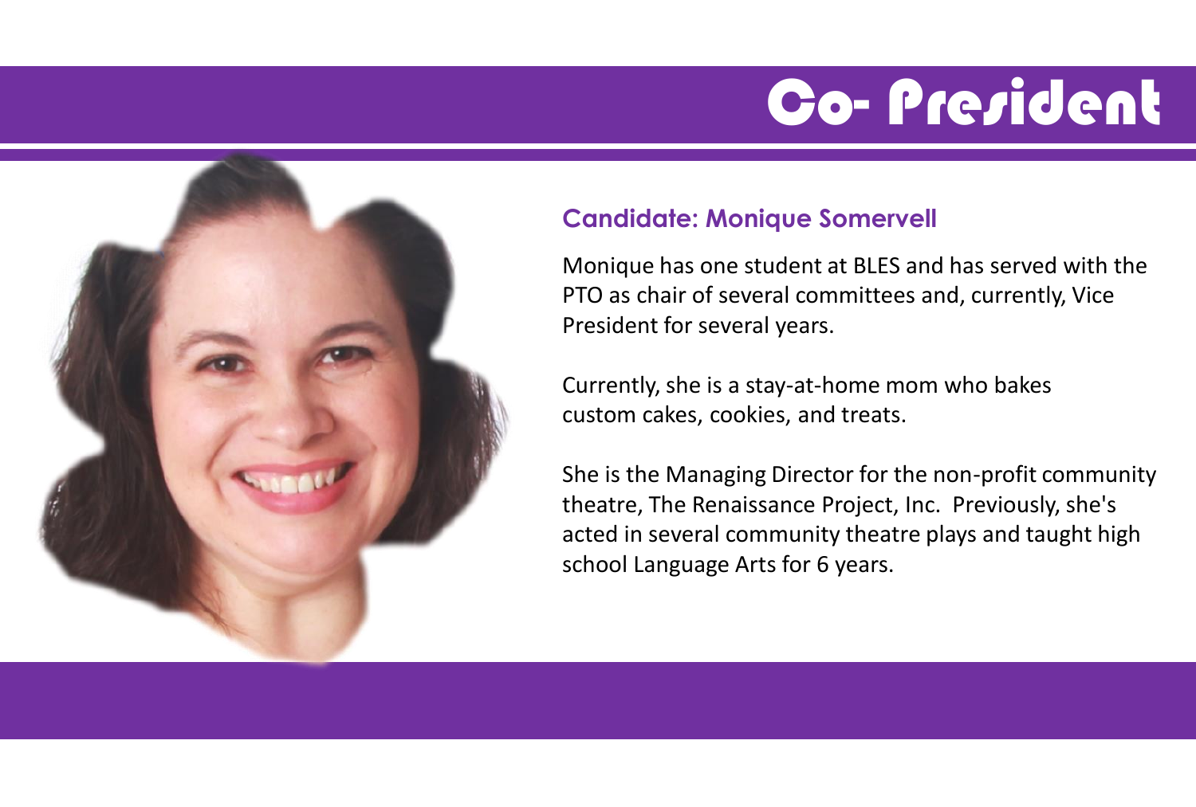# Co- President

### Candidate: Monique Somervell

Monique has one student at BLES and has served with the PTO as chair of several committees and, currently, Vice President for several years.

Currently, she is a stay-at-home mom who bakes custom cakes, cookies, and treats.

She is the Managing Director for the non-profit community theatre, The Renaissance Project, Inc.  Previously, she's acted in several community theatre plays and taught high school Language Arts for 6 years.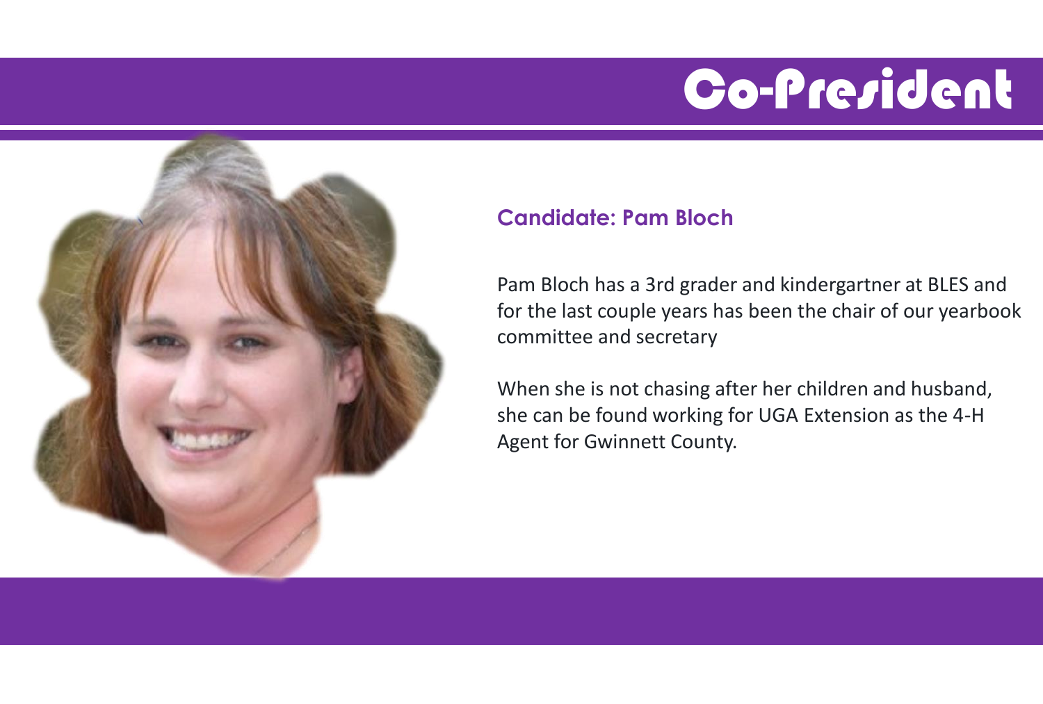# Co-President

### Candidate: Pam Bloch

Pam Bloch has a 3rd grader and kindergartner at BLES and for the last couple years has been the chair of our yearbook committee and secretary

When she is not chasing after her children and husband, she can be found working for UGA Extension as the 4-H Agent for Gwinnett County.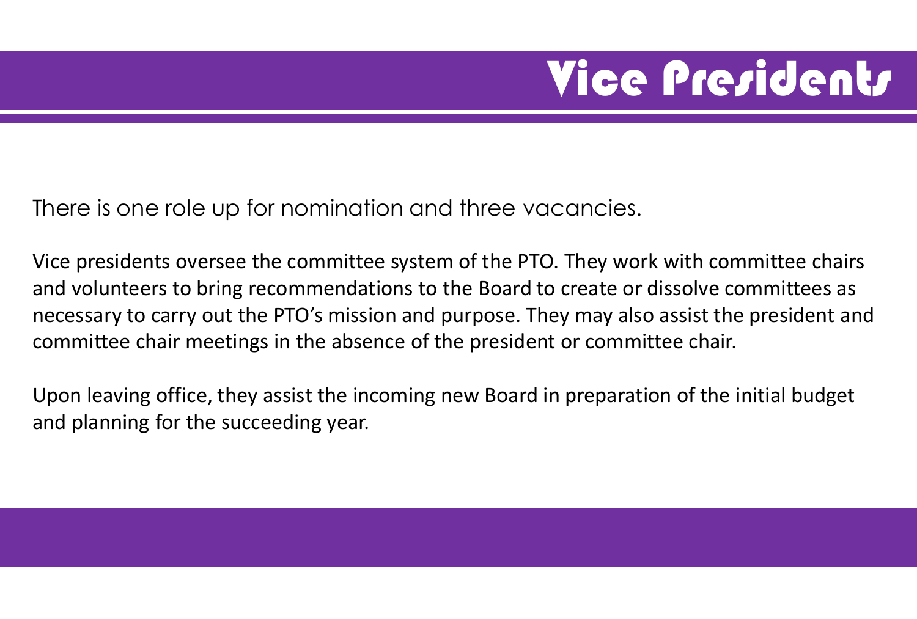# Vice Presidents

There is one role up for nomination and three vacancies.

Vice presidents oversee the committee system of the PTO. They work with committee chairs and volunteers to bring recommendations to the Board to create or dissolve committees as necessary to carry out the PTO's mission and purpose. They may also assist the president and committee chair meetings in the absence of the president or committee chair.

Upon leaving office, they assist the incoming new Board in preparation of the initial budget and planning for the succeeding year.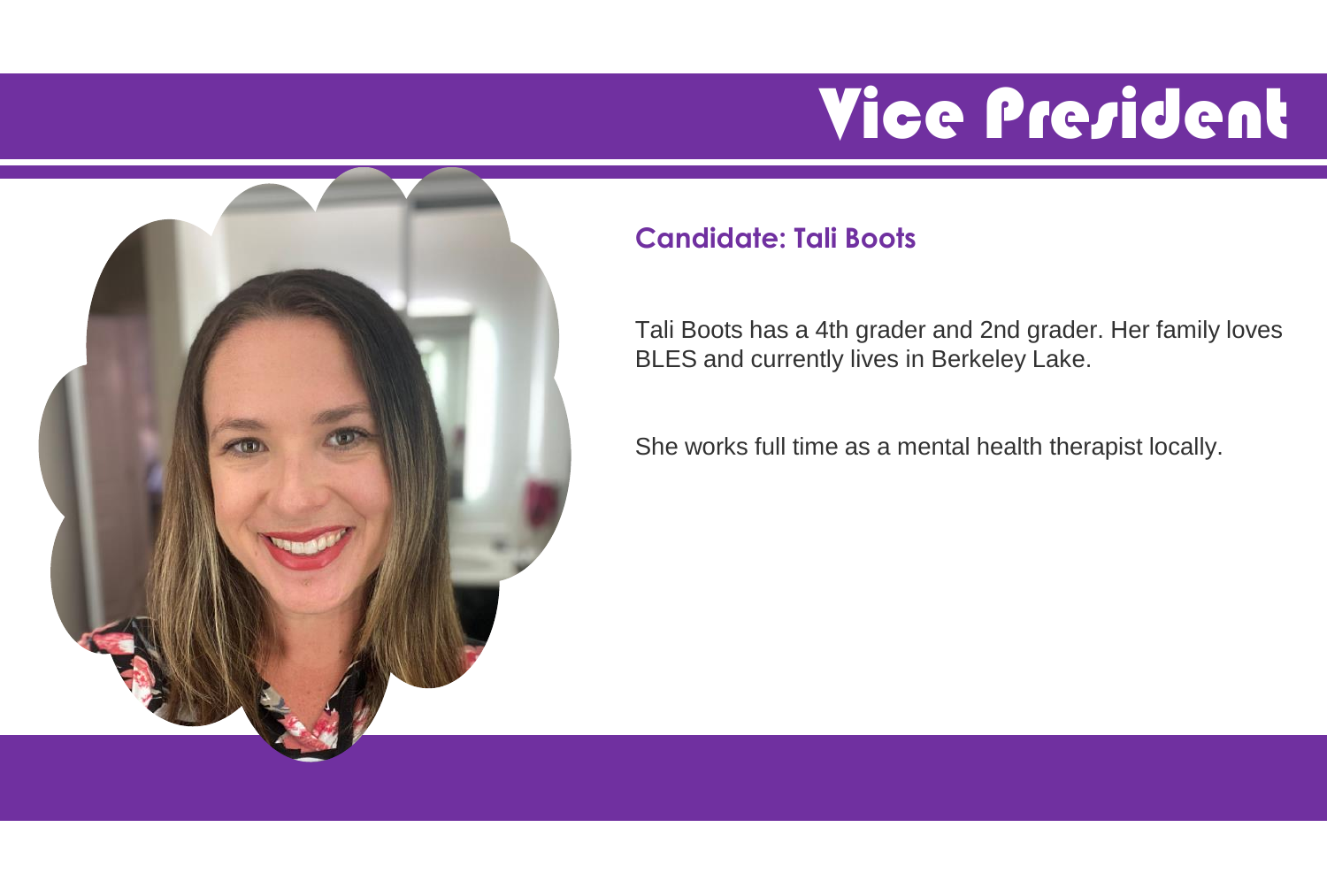# Vice President

### Candidate: Tali Boots

Tali Boots has a 4th grader and 2nd grader. Her family loves BLES and currently lives in Berkeley Lake.

She works full time as a mental health therapist locally.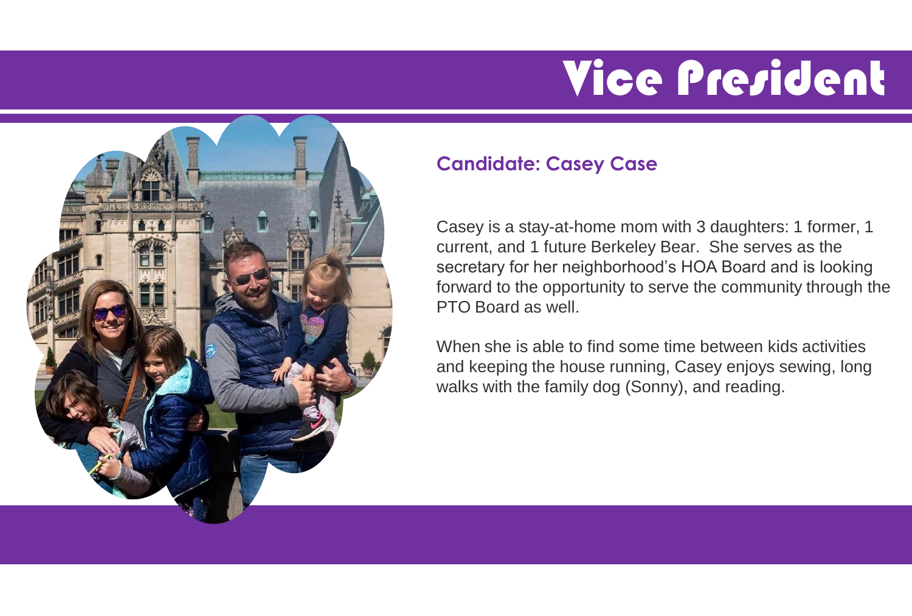# Vice President

## Candidate: Casey Case

Casey is a stay-at-home mom with 3 daughters: 1 former, 1 current, and 1 future Berkeley Bear. She serves as the secretary for her neighborhood's HOA Board and is looking forward to the opportunity to serve the community through the PTO Board as well.

When she is able to find some time between kids activities and keeping the house running, Casey enjoys sewing, long walks with the family dog (Sonny), and reading.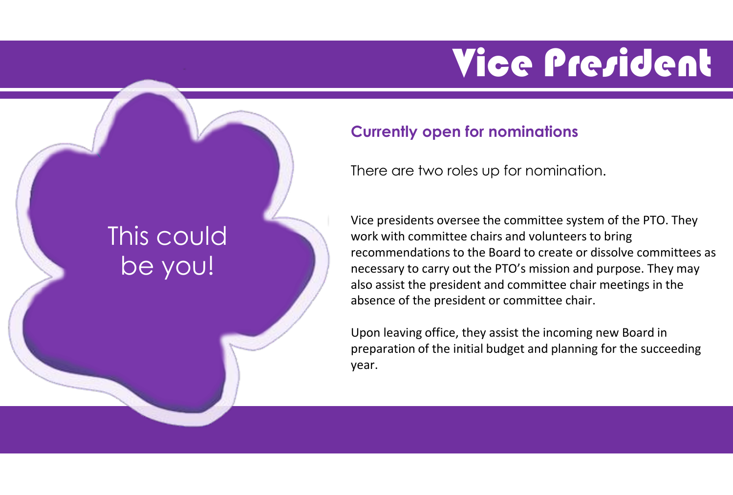# Vice President

This could be you!

## Currently open for nominations

There are two roles up for nomination.

Vice presidents oversee the committee system of the PTO. They work with committee chairs and volunteers to bring recommendations to the Board to create or dissolve committees as necessary to carry out the PTO's mission and purpose. They may also assist the president and committee chair meetings in the absence of the president or committee chair.

Upon leaving office, they assist the incoming new Board in preparation of the initial budget and planning for the succeeding year.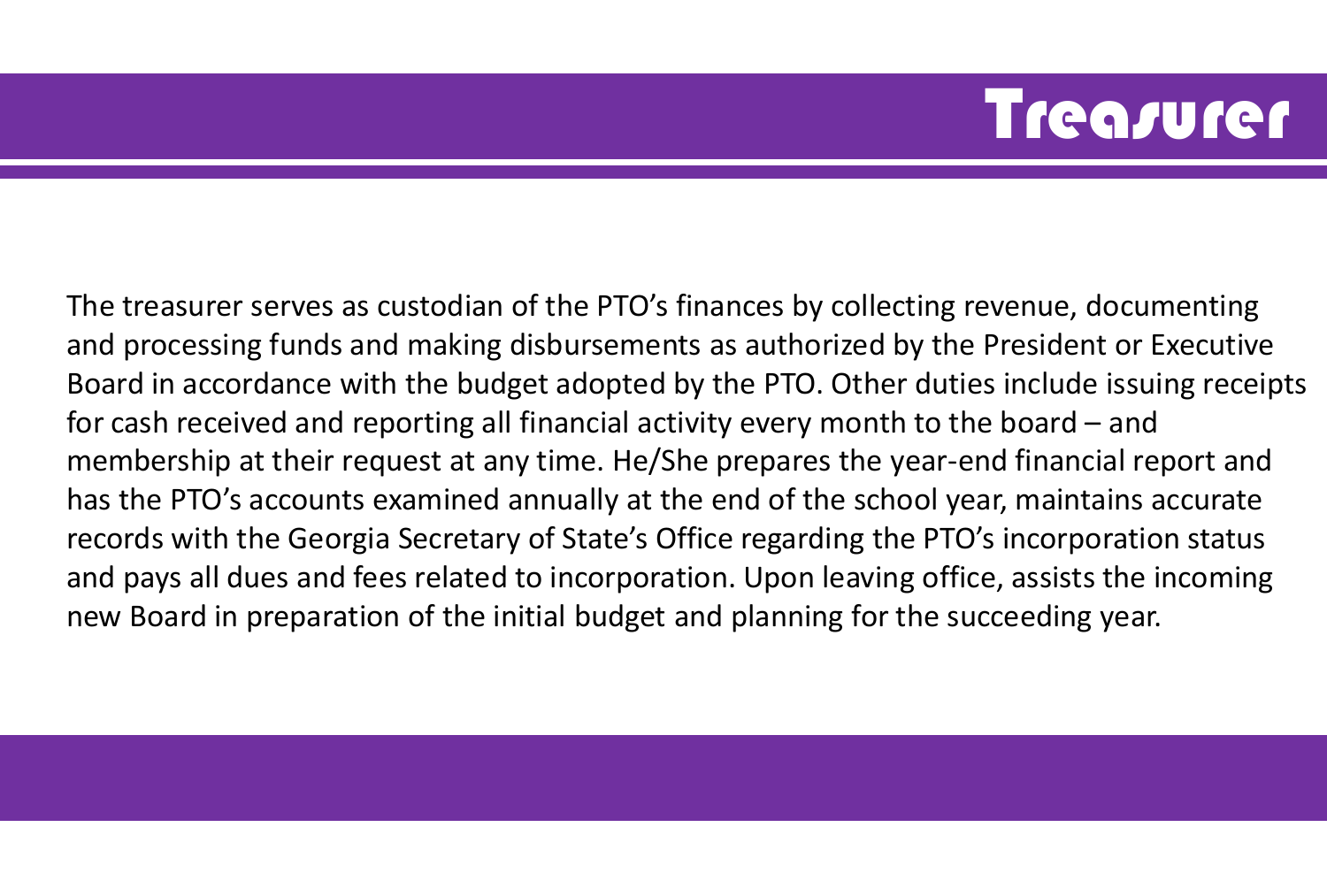# Treasurer

The treasurer serves as custodian of the PTO's finances by collecting revenue, documenting and processing funds and making disbursements as authorized by the President or Executive Board in accordance with the budget adopted by the PTO. Other duties include issuing receipts for cash received and reporting all financial activity every month to the board – and membership at their request at any time. He/She prepares the year-end financial report and has the PTO's accounts examined annually at the end of the school year, maintains accurate records with the Georgia Secretary of State's Office regarding the PTO's incorporation status and pays all dues and fees related to incorporation. Upon leaving office, assists the incoming new Board in preparation of the initial budget and planning for the succeeding year.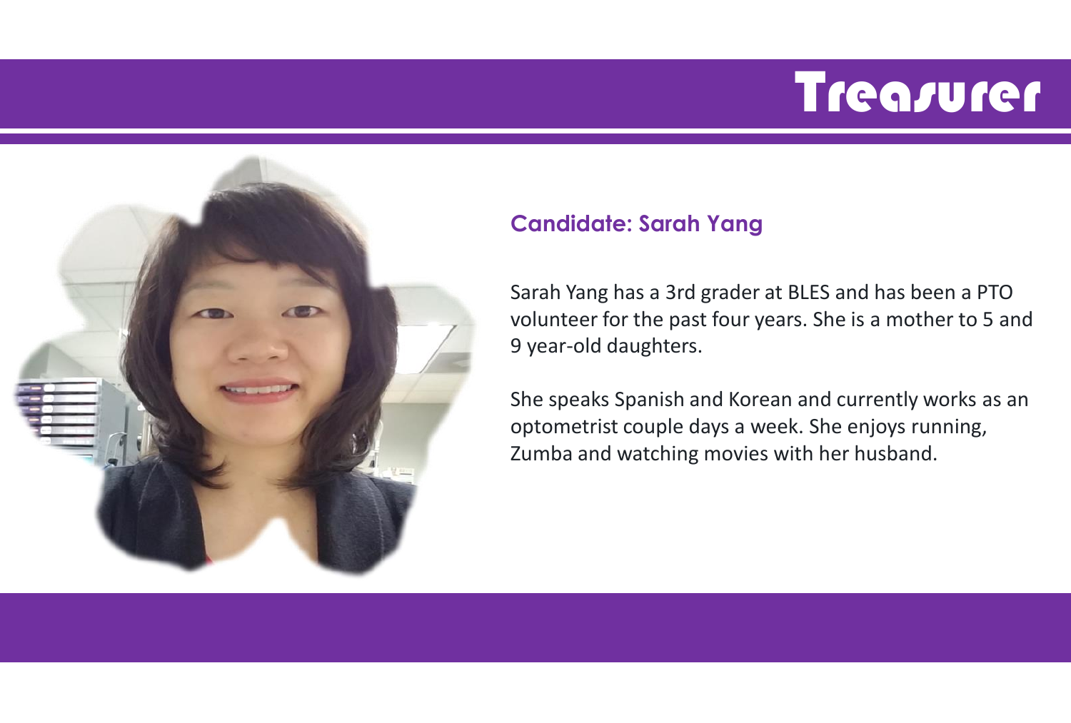# Treasurer

### Candidate: Sarah Yang

Sarah Yang has a 3rd grader at BLES and has been a PTO volunteer for the past four years. She is a mother to 5 and 9 year-old daughters.

She speaks Spanish and Korean and currently works as an optometrist couple days a week. She enjoys running, Zumba and watching movies with her husband.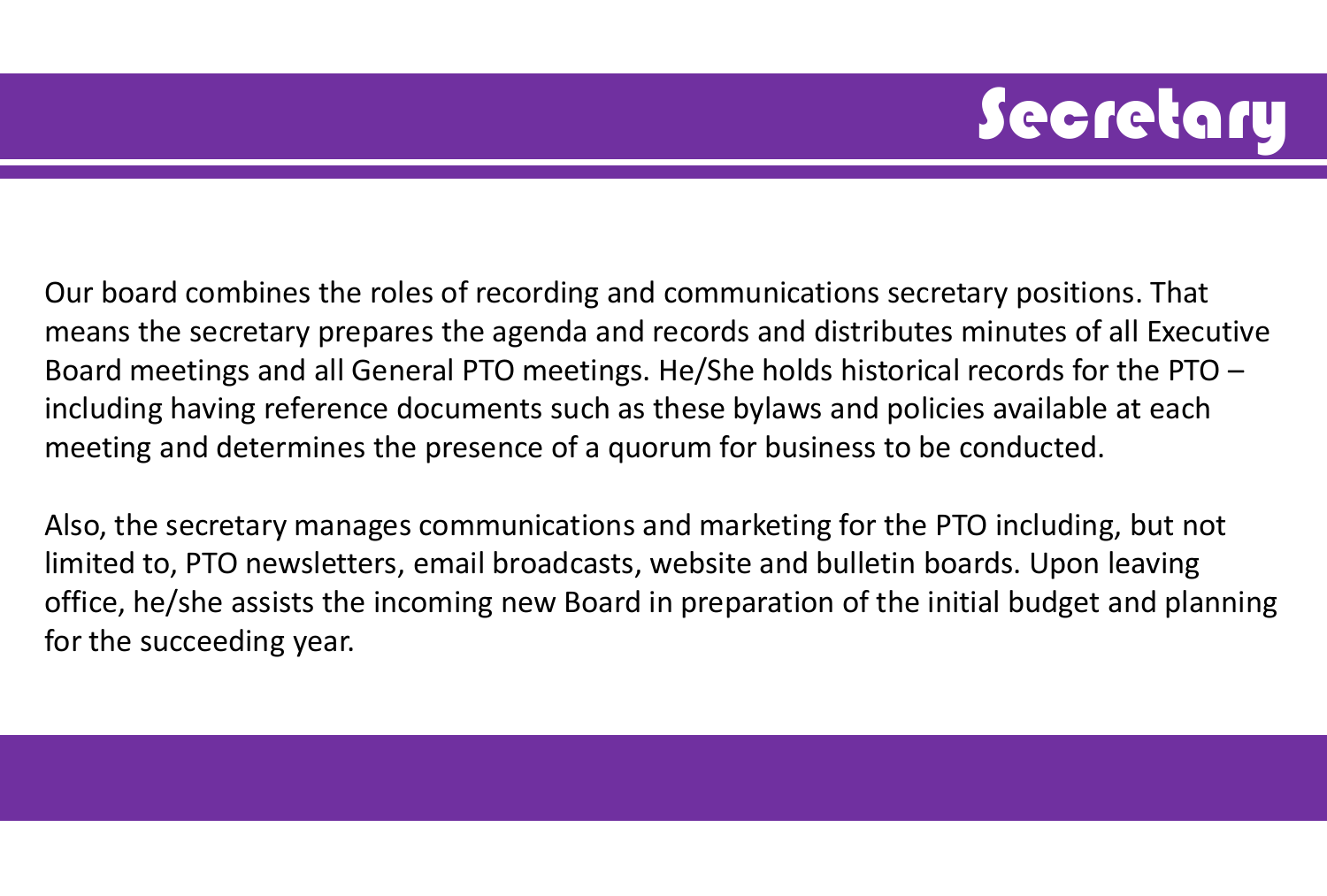# Secretary

Our board combines the roles of recording and communications secretary positions. That means the secretary prepares the agenda and records and distributes minutes of all Executive Board meetings and all General PTO meetings. He/She holds historical records for the PTO – including having reference documents such as these bylaws and policies available at each meeting and determines the presence of a quorum for business to be conducted.

Also, the secretary manages communications and marketing for the PTO including, but not limited to, PTO newsletters, email broadcasts, website and bulletin boards. Upon leaving office, he/she assists the incoming new Board in preparation of the initial budget and planning for the succeeding year.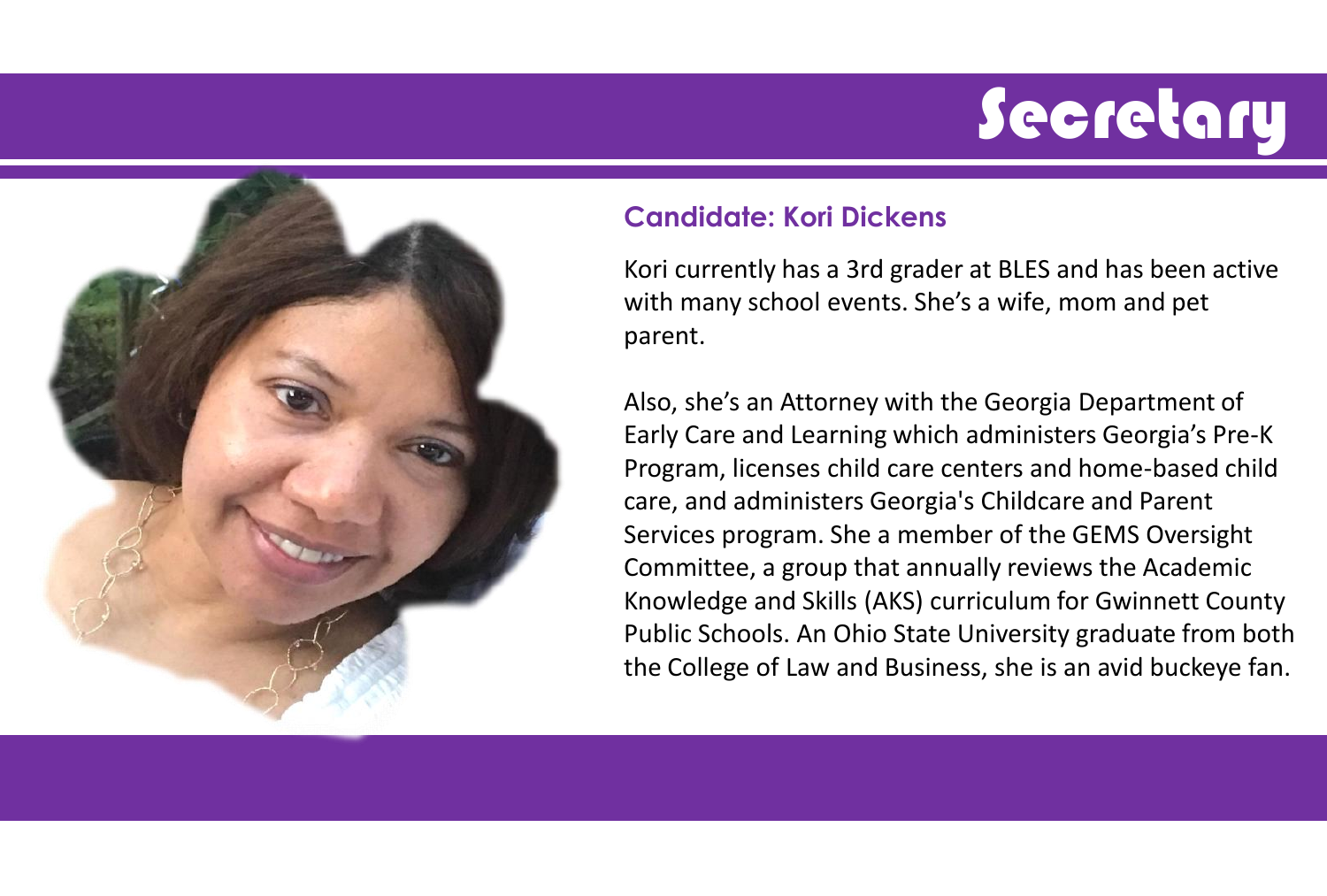# Secretary

### Candidate: Kori Dickens

Kori currently has a 3rd grader at BLES and has been active with many school events. She's a wife, mom and pet parent.

Also, she's an Attorney with the Georgia Department of Early Care and Learning which administers Georgia's Pre-K Program, licenses child care centers and home-based child care, and administers Georgia's Childcare and Parent Services program. She a member of the GEMS Oversight Committee, a group that annually reviews the Academic Knowledge and Skills (AKS) curriculum for Gwinnett County Public Schools. An Ohio State University graduate from both the College of Law and Business, she is an avid buckeye fan.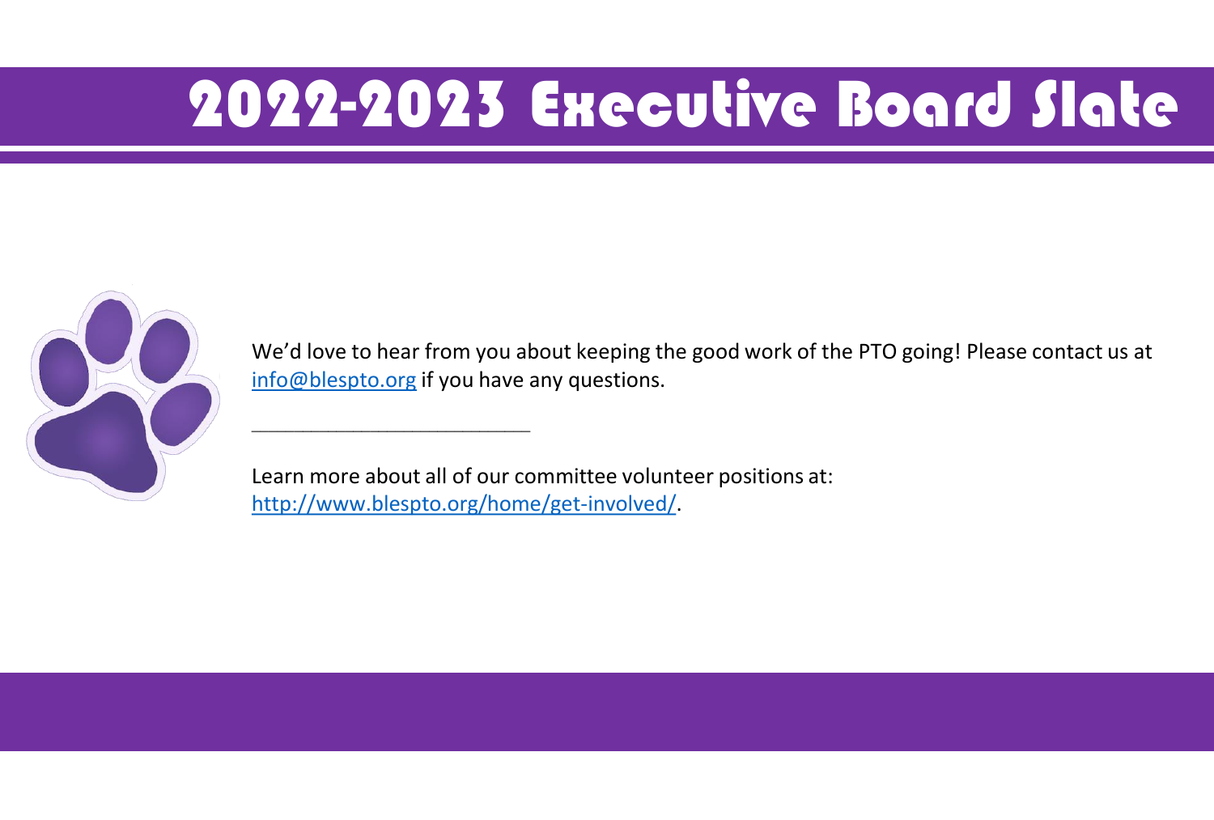# 2022-2023 Executive Board Slate

We'd love to hear from you about keeping the good work of the PTO going! Please contact us at [info@blespto.org](mailto:info@blespto.org) if you have any questions.

---

Learn more about all of our committee volunteer positions at: [http://www.blespto.org/home/get-involved/](http://www.blespto.org/home/get-involved/).